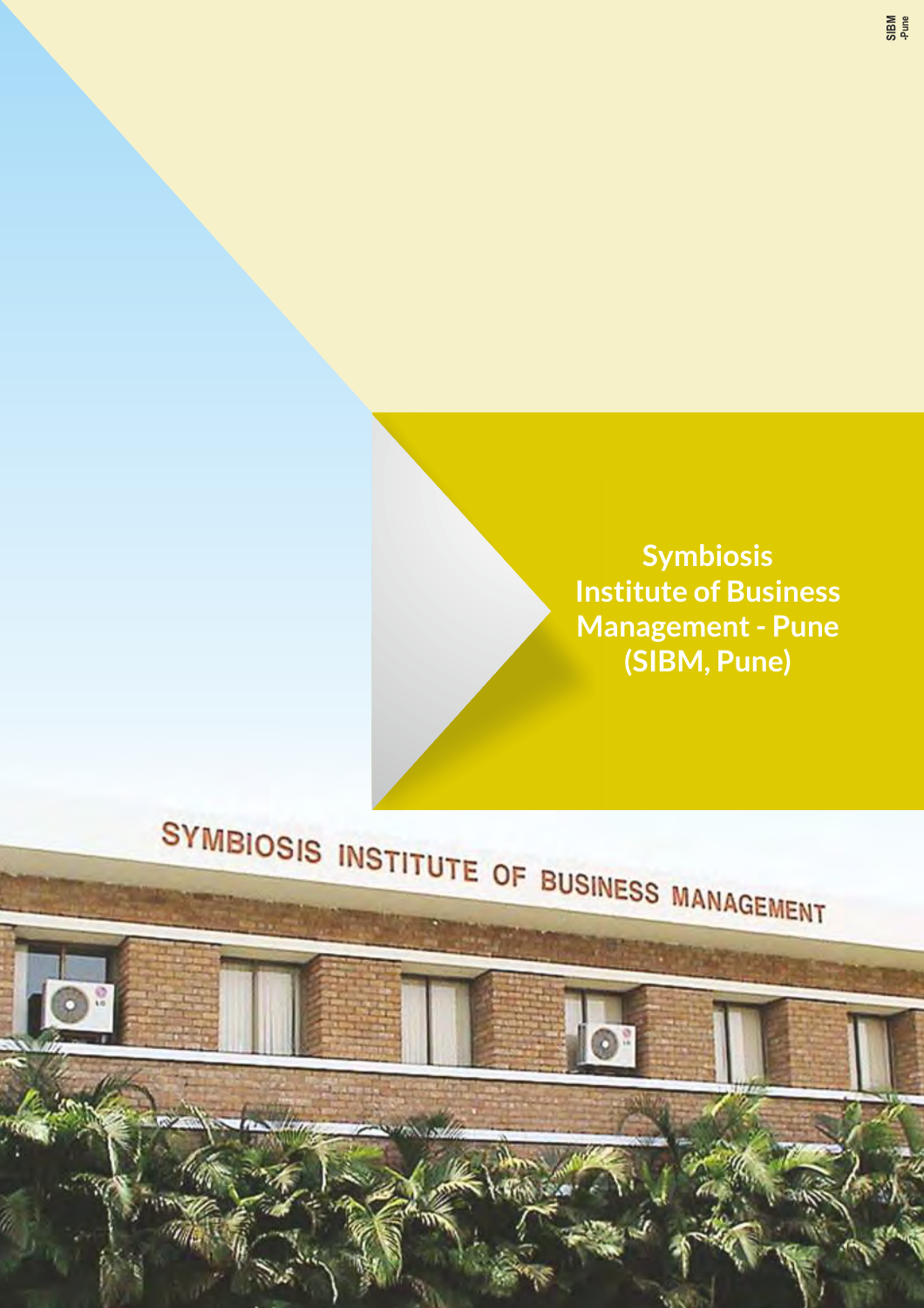# Symbiosis Institute of Business Management - Pune (SIBM, Pune)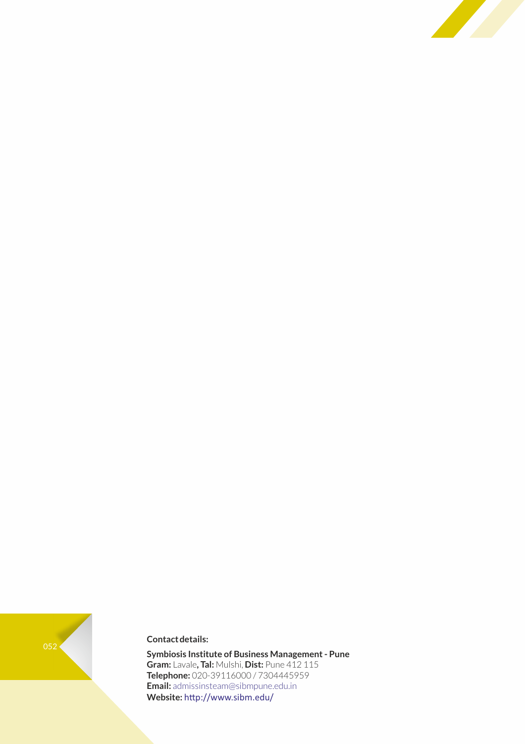**Contact details:**

**Symbiosis Institute of Business Management - Pune**
**Gram:** Lavale**, Tal:** Mulshi, **Dist:** Pune 412 115
**Telephone:** 020-39116000 / 7304445959
**Email:** admissinsteam@sibmpune.edu.in
**Website:** http://www.sibm.edu/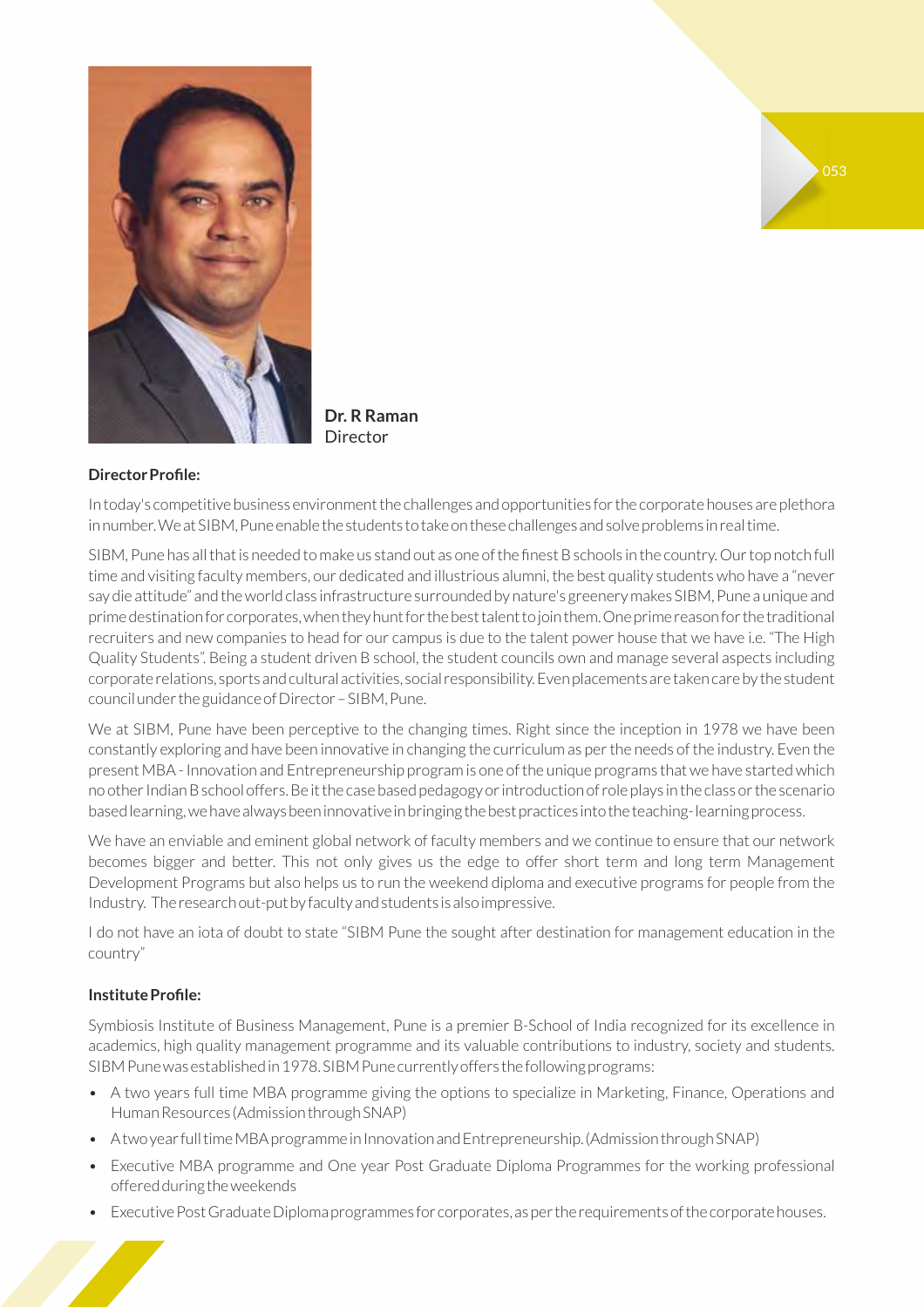**Dr. R Raman**
Director

**Director Profile:**

In today's competitive business environment the challenges and opportunities for the corporate houses are plethora in number. We at SIBM, Pune enable the students to take on these challenges and solve problems in real time.

SIBM, Pune has all that is needed to make us stand out as one of the finest B schools in the country. Our top notch full time and visiting faculty members, our dedicated and illustrious alumni, the best quality students who have a "never say die attitude" and the world class infrastructure surrounded by nature's greenery makes SIBM, Pune a unique and prime destination for corporates, when they hunt for the best talent to join them. One prime reason for the traditional recruiters and new companies to head for our campus is due to the talent power house that we have i.e. "The High Quality Students". Being a student driven B school, the student councils own and manage several aspects including corporate relations, sports and cultural activities, social responsibility. Even placements are taken care by the student council under the guidance of Director – SIBM, Pune.

We at SIBM, Pune have been perceptive to the changing times. Right since the inception in 1978 we have been constantly exploring and have been innovative in changing the curriculum as per the needs of the industry. Even the present MBA - Innovation and Entrepreneurship program is one of the unique programs that we have started which no other Indian B school offers. Be it the case based pedagogy or introduction of role plays in the class or the scenario based learning, we have always been innovative in bringing the best practices into the teaching- learning process.

We have an enviable and eminent global network of faculty members and we continue to ensure that our network becomes bigger and better. This not only gives us the edge to offer short term and long term Management Development Programs but also helps us to run the weekend diploma and executive programs for people from the Industry. The research out-put by faculty and students is also impressive.

I do not have an iota of doubt to state "SIBM Pune the sought after destination for management education in the country"

**Institute Profile:**

Symbiosis Institute of Business Management, Pune is a premier B-School of India recognized for its excellence in academics, high quality management programme and its valuable contributions to industry, society and students. SIBM Pune was established in 1978. SIBM Pune currently offers the following programs:

- A two years full time MBA programme giving the options to specialize in Marketing, Finance, Operations and Human Resources (Admission through SNAP)
- A two year full time MBA programme in Innovation and Entrepreneurship. (Admission through SNAP)
- Executive MBA programme and One year Post Graduate Diploma Programmes for the working professional offered during the weekends
- Executive Post Graduate Diploma programmes for corporates, as per the requirements of the corporate houses.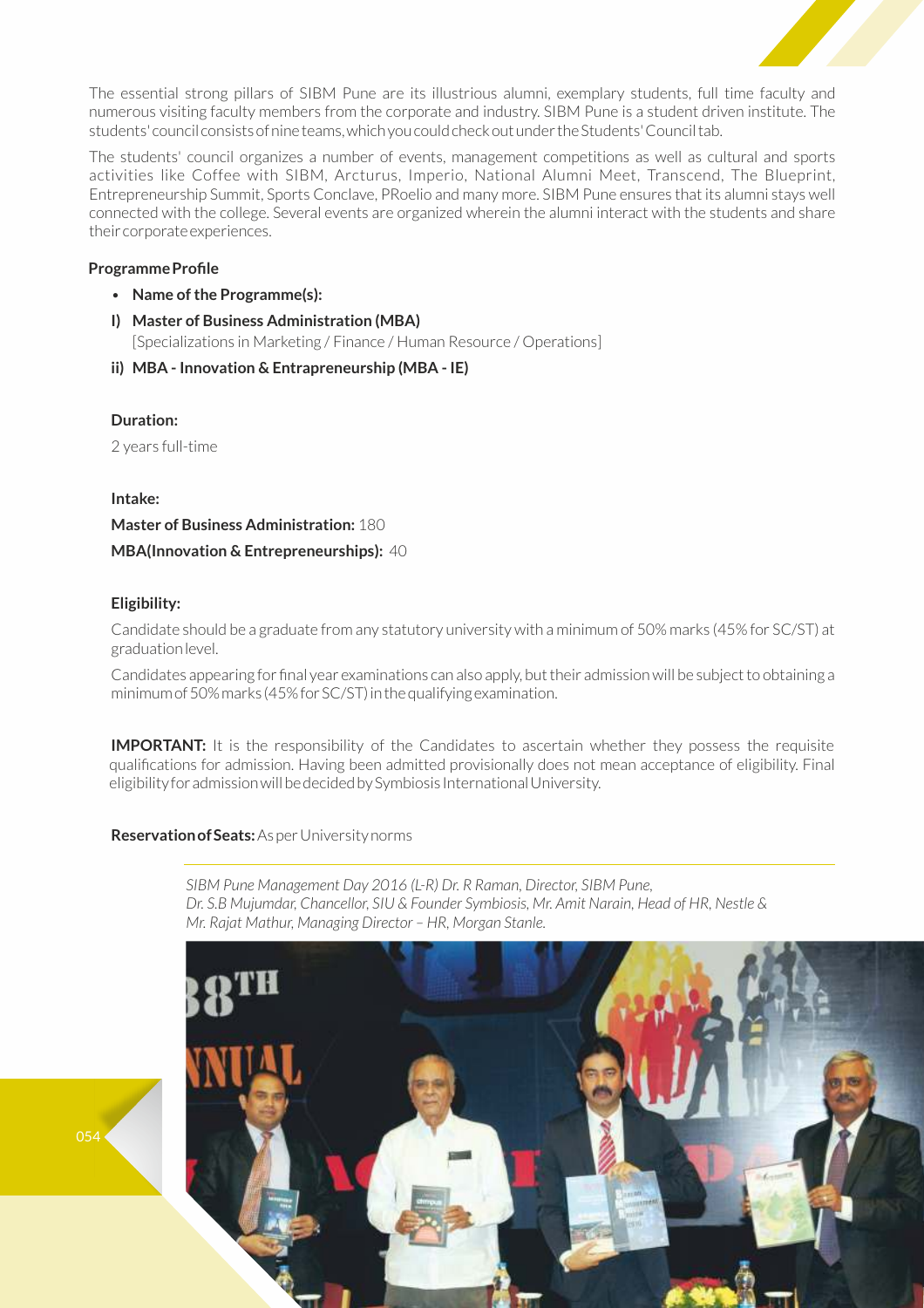The essential strong pillars of SIBM Pune are its illustrious alumni, exemplary students, full time faculty and numerous visiting faculty members from the corporate and industry. SIBM Pune is a student driven institute. The students' council consists of nine teams, which you could check out under the Students' Council tab.

The students' council organizes a number of events, management competitions as well as cultural and sports activities like Coffee with SIBM, Arcturus, Imperio, National Alumni Meet, Transcend, The Blueprint, Entrepreneurship Summit, Sports Conclave, PRoelio and many more. SIBM Pune ensures that its alumni stays well connected with the college. Several events are organized wherein the alumni interact with the students and share their corporate experiences.

**Programme Profile**

- **Name of the Programme(s):**

**I) Master of Business Administration (MBA)**
[Specializations in Marketing / Finance / Human Resource / Operations]

**ii) MBA - Innovation & Entrapreneurship (MBA - IE)**

**Duration:**

2 years full-time

**Intake:**

**Master of Business Administration:** 180

**MBA(Innovation & Entrepreneurships):** 40

**Eligibility:**

Candidate should be a graduate from any statutory university with a minimum of 50% marks (45% for SC/ST) at graduation level.

Candidates appearing for final year examinations can also apply, but their admission will be subject to obtaining a minimum of 50% marks (45% for SC/ST) in the qualifying examination.

**IMPORTANT:** It is the responsibility of the Candidates to ascertain whether they possess the requisite qualifications for admission. Having been admitted provisionally does not mean acceptance of eligibility. Final eligibility for admission will be decided by Symbiosis International University.

**Reservation of Seats:** As per University norms

*SIBM Pune Management Day 2016 (L-R) Dr. R Raman, Director, SIBM Pune, Dr. S.B Mujumdar, Chancellor, SIU & Founder Symbiosis, Mr. Amit Narain, Head of HR, Nestle & Mr. Rajat Mathur, Managing Director – HR, Morgan Stanle.*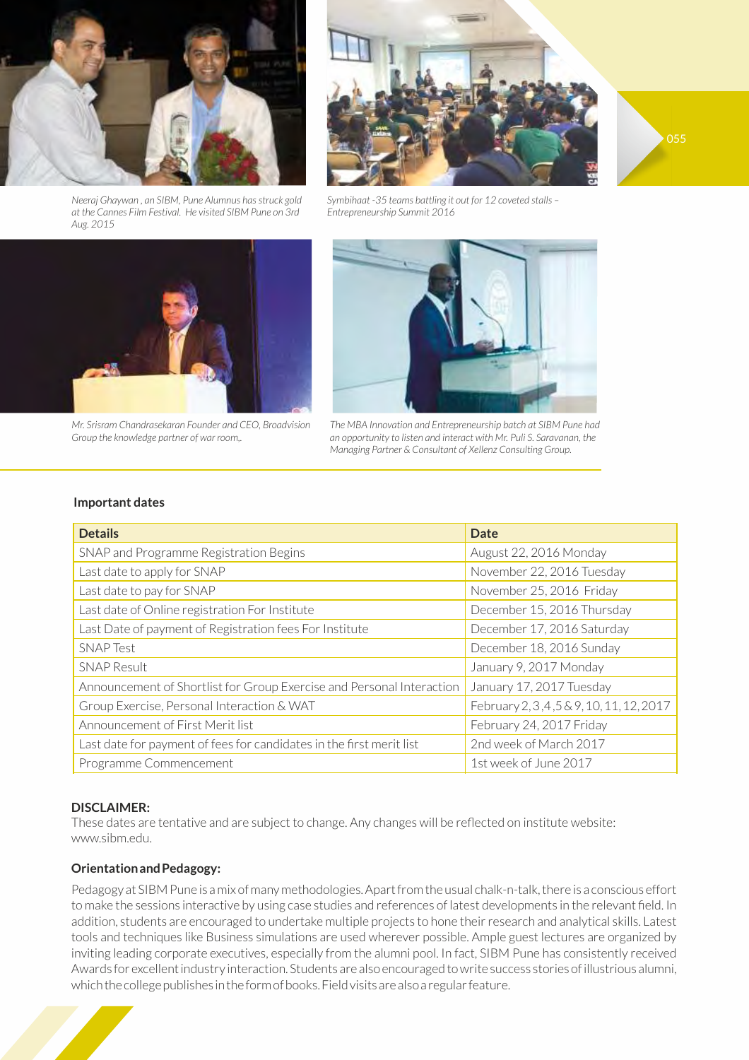*Neeraj Ghaywan , an SIBM, Pune Alumnus has struck gold at the Cannes Film Festival. He visited SIBM Pune on 3rd Aug. 2015*

*Symbihaat -35 teams battling it out for 12 coveted stalls – Entrepreneurship Summit 2016*

*Mr. Srisram Chandrasekaran Founder and CEO, Broadvision Group the knowledge partner of war room,.*

*The MBA Innovation and Entrepreneurship batch at SIBM Pune had an opportunity to listen and interact with Mr. Puli S. Saravanan, the Managing Partner & Consultant of Xellenz Consulting Group.*

**Important dates**

| Details | Date |
|---|---|
| SNAP and Programme Registration Begins | August 22, 2016 Monday |
| Last date to apply for SNAP | November 22, 2016 Tuesday |
| Last date to pay for SNAP | November 25, 2016 Friday |
| Last date of Online registration For Institute | December 15, 2016 Thursday |
| Last Date of payment of Registration fees For Institute | December 17, 2016 Saturday |
| SNAP Test | December 18, 2016 Sunday |
| SNAP Result | January 9, 2017 Monday |
| Announcement of Shortlist for Group Exercise and Personal Interaction | January 17, 2017 Tuesday |
| Group Exercise, Personal Interaction & WAT | February 2, 3 ,4 ,5 & 9, 10, 11, 12, 2017 |
| Announcement of First Merit list | February 24, 2017 Friday |
| Last date for payment of fees for candidates in the first merit list | 2nd week of March 2017 |
| Programme Commencement | 1st week of June 2017 |

**DISCLAIMER:**

These dates are tentative and are subject to change. Any changes will be reflected on institute website: www.sibm.edu.

**Orientation and Pedagogy:**

Pedagogy at SIBM Pune is a mix of many methodologies. Apart from the usual chalk-n-talk, there is a conscious effort to make the sessions interactive by using case studies and references of latest developments in the relevant field. In addition, students are encouraged to undertake multiple projects to hone their research and analytical skills. Latest tools and techniques like Business simulations are used wherever possible. Ample guest lectures are organized by inviting leading corporate executives, especially from the alumni pool. In fact, SIBM Pune has consistently received Awards for excellent industry interaction. Students are also encouraged to write success stories of illustrious alumni, which the college publishes in the form of books. Field visits are also a regular feature.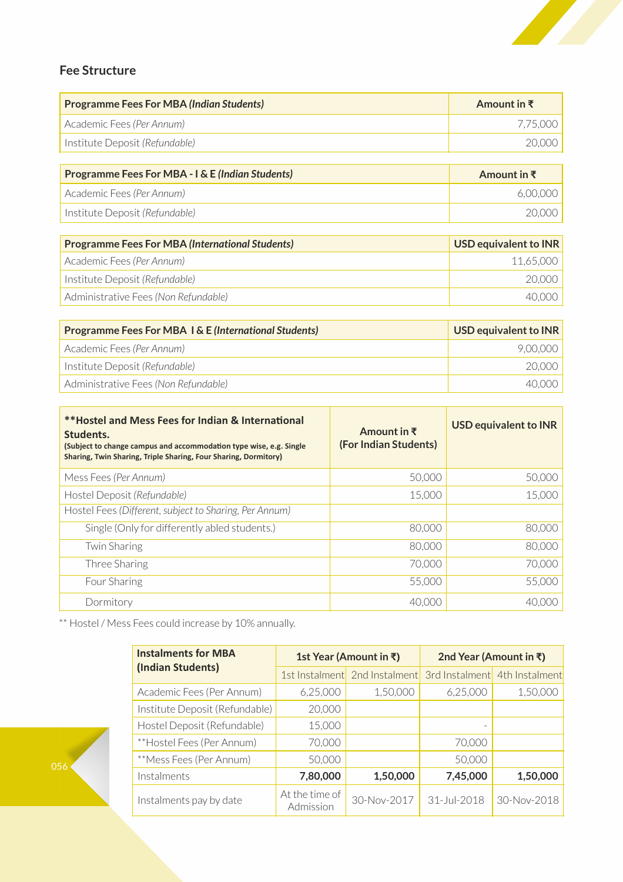## Fee Structure

| Programme Fees For MBA *(Indian Students)* | Amount in ₹ |
|---|---|
| Academic Fees *(Per Annum)* | 7,75,000 |
| Institute Deposit *(Refundable)* | 20,000 |

| Programme Fees For MBA - I & E *(Indian Students)* | Amount in ₹ |
|---|---|
| Academic Fees *(Per Annum)* | 6,00,000 |
| Institute Deposit *(Refundable)* | 20,000 |

| Programme Fees For MBA *(International Students)* | USD equivalent to INR |
|---|---|
| Academic Fees *(Per Annum)* | 11,65,000 |
| Institute Deposit *(Refundable)* | 20,000 |
| Administrative Fees *(Non Refundable)* | 40,000 |

| Programme Fees For MBA I & E *(International Students)* | USD equivalent to INR |
|---|---|
| Academic Fees *(Per Annum)* | 9,00,000 |
| Institute Deposit *(Refundable)* | 20,000 |
| Administrative Fees *(Non Refundable)* | 40,000 |

| **Hostel and Mess Fees for Indian & International Students. (Subject to change campus and accommodation type wise, e.g. Single Sharing, Twin Sharing, Triple Sharing, Four Sharing, Dormitory) | Amount in ₹ (For Indian Students) | USD equivalent to INR |
|---|---|---|
| Mess Fees *(Per Annum)* | 50,000 | 50,000 |
| Hostel Deposit *(Refundable)* | 15,000 | 15,000 |
| Hostel Fees *(Different, subject to Sharing, Per Annum)* | | |
| Single (Only for differently abled students.) | 80,000 | 80,000 |
| Twin Sharing | 80,000 | 80,000 |
| Three Sharing | 70,000 | 70,000 |
| Four Sharing | 55,000 | 55,000 |
| Dormitory | 40,000 | 40,000 |

** Hostel / Mess Fees could increase by 10% annually.

| Instalments for MBA (Indian Students) | 1st Year (Amount in ₹) | | 2nd Year (Amount in ₹) | |
|---|---|---|---|---|
| | 1st Instalment | 2nd Instalment | 3rd Instalment | 4th Instalment |
| Academic Fees (Per Annum) | 6,25,000 | 1,50,000 | 6,25,000 | 1,50,000 |
| Institute Deposit (Refundable) | 20,000 | | | |
| Hostel Deposit (Refundable) | 15,000 | | - | |
| **Hostel Fees (Per Annum) | 70,000 | | 70,000 | |
| **Mess Fees (Per Annum) | 50,000 | | 50,000 | |
| Instalments | **7,80,000** | **1,50,000** | **7,45,000** | **1,50,000** |
| Instalments pay by date | At the time of Admission | 30-Nov-2017 | 31-Jul-2018 | 30-Nov-2018 |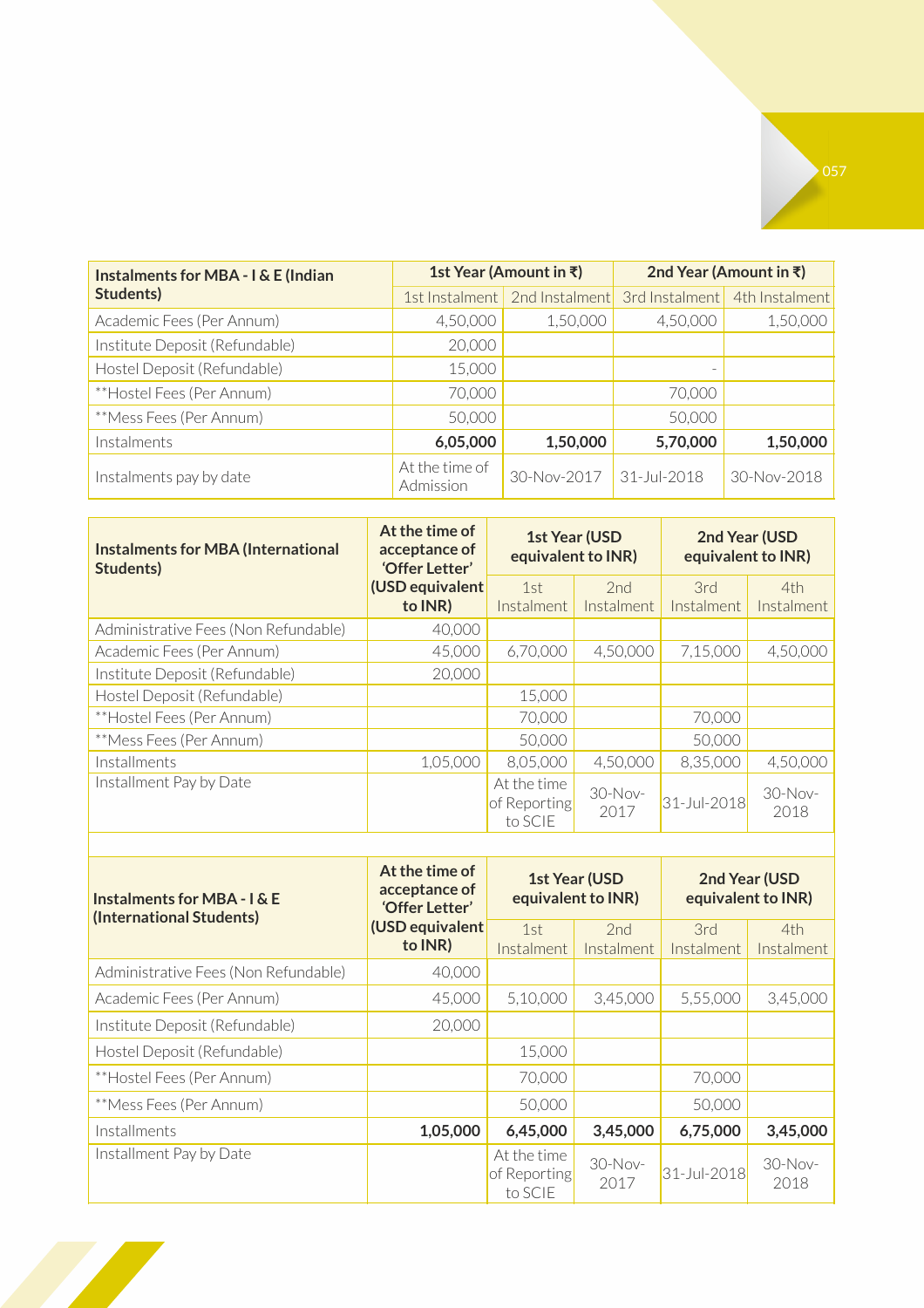| Instalments for MBA - I & E (Indian Students) | 1st Year (Amount in ₹) | | 2nd Year (Amount in ₹) | |
|---|---|---|---|---|
| | 1st Instalment | 2nd Instalment | 3rd Instalment | 4th Instalment |
| Academic Fees (Per Annum) | 4,50,000 | 1,50,000 | 4,50,000 | 1,50,000 |
| Institute Deposit (Refundable) | 20,000 | | | |
| Hostel Deposit (Refundable) | 15,000 | | - | |
| **Hostel Fees (Per Annum) | 70,000 | | 70,000 | |
| **Mess Fees (Per Annum) | 50,000 | | 50,000 | |
| Instalments | **6,05,000** | **1,50,000** | **5,70,000** | **1,50,000** |
| Instalments pay by date | At the time of Admission | 30-Nov-2017 | 31-Jul-2018 | 30-Nov-2018 |

| Instalments for MBA (International Students) | At the time of acceptance of 'Offer Letter' (USD equivalent to INR) | 1st Year (USD equivalent to INR) | | 2nd Year (USD equivalent to INR) | |
|---|---|---|---|---|---|
| | | 1st Instalment | 2nd Instalment | 3rd Instalment | 4th Instalment |
| Administrative Fees (Non Refundable) | 40,000 | | | | |
| Academic Fees (Per Annum) | 45,000 | 6,70,000 | 4,50,000 | 7,15,000 | 4,50,000 |
| Institute Deposit (Refundable) | 20,000 | | | | |
| Hostel Deposit (Refundable) | | 15,000 | | | |
| **Hostel Fees (Per Annum) | | 70,000 | | 70,000 | |
| **Mess Fees (Per Annum) | | 50,000 | | 50,000 | |
| Installments | 1,05,000 | 8,05,000 | 4,50,000 | 8,35,000 | 4,50,000 |
| Installment Pay by Date | | At the time of Reporting to SCIE | 30-Nov-2017 | 31-Jul-2018 | 30-Nov-2018 |

| Instalments for MBA - I & E (International Students) | At the time of acceptance of 'Offer Letter' (USD equivalent to INR) | 1st Year (USD equivalent to INR) | | 2nd Year (USD equivalent to INR) | |
|---|---|---|---|---|---|
| | | 1st Instalment | 2nd Instalment | 3rd Instalment | 4th Instalment |
| Administrative Fees (Non Refundable) | 40,000 | | | | |
| Academic Fees (Per Annum) | 45,000 | 5,10,000 | 3,45,000 | 5,55,000 | 3,45,000 |
| Institute Deposit (Refundable) | 20,000 | | | | |
| Hostel Deposit (Refundable) | | 15,000 | | | |
| **Hostel Fees (Per Annum) | | 70,000 | | 70,000 | |
| **Mess Fees (Per Annum) | | 50,000 | | 50,000 | |
| Installments | **1,05,000** | **6,45,000** | **3,45,000** | **6,75,000** | **3,45,000** |
| Installment Pay by Date | | At the time of Reporting to SCIE | 30-Nov-2017 | 31-Jul-2018 | 30-Nov-2018 |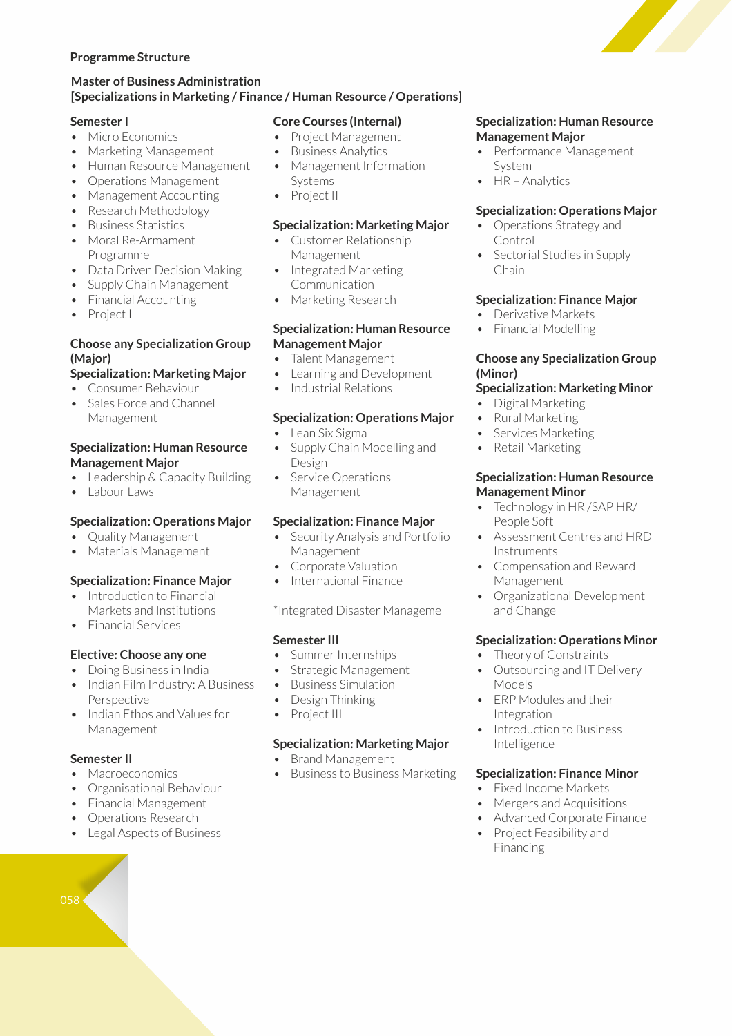**Programme Structure**

**Master of Business Administration**
**[Specializations in Marketing / Finance / Human Resource / Operations]**

**Semester I**

- Micro Economics
- Marketing Management
- Human Resource Management
- Operations Management
- Management Accounting
- Research Methodology
- Business Statistics
- Moral Re-Armament Programme
- Data Driven Decision Making
- Supply Chain Management
- Financial Accounting
- Project I

**Choose any Specialization Group (Major)**

**Specialization: Marketing Major**

- Consumer Behaviour
- Sales Force and Channel Management

**Specialization: Human Resource Management Major**

- Leadership & Capacity Building
- Labour Laws

**Specialization: Operations Major**

- Quality Management
- Materials Management

**Specialization: Finance Major**

- Introduction to Financial Markets and Institutions
- Financial Services

**Elective: Choose any one**

- Doing Business in India
- Indian Film Industry: A Business Perspective
- Indian Ethos and Values for Management

**Semester II**

- Macroeconomics
- Organisational Behaviour
- Financial Management
- Operations Research
- Legal Aspects of Business

**Core Courses (Internal)**

- Project Management
- Business Analytics
- Management Information Systems
- Project II

**Specialization: Marketing Major**

- Customer Relationship Management
- Integrated Marketing Communication
- Marketing Research

**Specialization: Human Resource Management Major**

- Talent Management
- Learning and Development
- Industrial Relations

**Specialization: Operations Major**

- Lean Six Sigma
- Supply Chain Modelling and Design
- Service Operations Management

**Specialization: Finance Major**

- Security Analysis and Portfolio Management
- Corporate Valuation
- International Finance

*Integrated Disaster Manageme

**Semester III**

- Summer Internships
- Strategic Management
- Business Simulation
- Design Thinking
- Project III

**Specialization: Marketing Major**

- Brand Management
- Business to Business Marketing

**Specialization: Human Resource Management Major**

- Performance Management System
- HR – Analytics

**Specialization: Operations Major**

- Operations Strategy and Control
- Sectorial Studies in Supply Chain

**Specialization: Finance Major**

- Derivative Markets
- Financial Modelling

**Choose any Specialization Group (Minor)**

**Specialization: Marketing Minor**

- Digital Marketing
- Rural Marketing
- Services Marketing
- Retail Marketing

**Specialization: Human Resource Management Minor**

- Technology in HR /SAP HR/ People Soft
- Assessment Centres and HRD Instruments
- Compensation and Reward Management
- Organizational Development and Change

**Specialization: Operations Minor**

- Theory of Constraints
- Outsourcing and IT Delivery Models
- ERP Modules and their Integration
- Introduction to Business Intelligence

**Specialization: Finance Minor**

- Fixed Income Markets
- Mergers and Acquisitions
- Advanced Corporate Finance
- Project Feasibility and Financing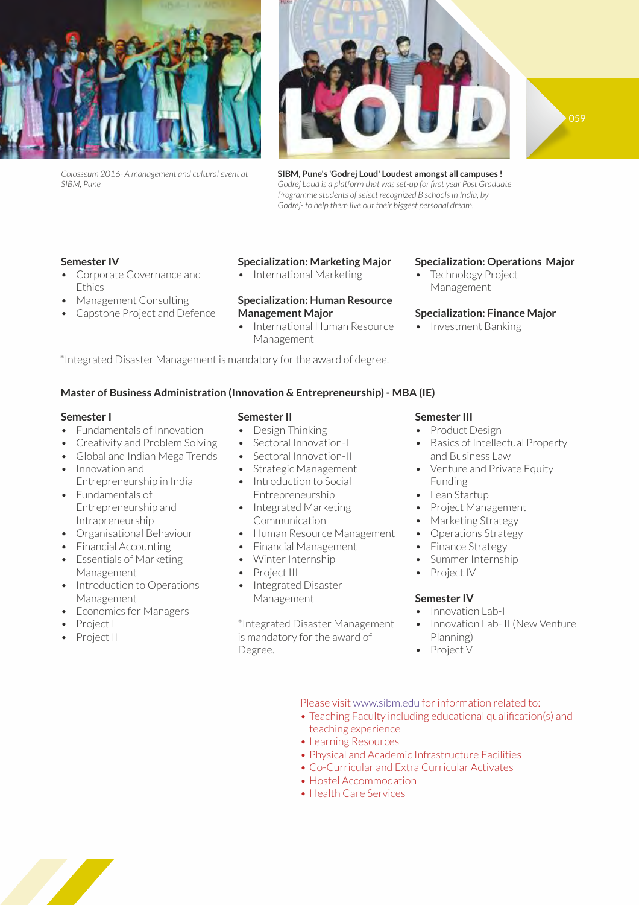*Colosseum 2016- A management and cultural event at SIBM, Pune*

**SIBM, Pune's 'Godrej Loud' Loudest amongst all campuses !**
*Godrej Loud is a platform that was set-up for first year Post Graduate Programme students of select recognized B schools in India, by Godrej- to help them live out their biggest personal dream.*

### Semester IV

- Corporate Governance and Ethics
- Management Consulting
- Capstone Project and Defence

### Specialization: Marketing Major

- International Marketing

### Specialization: Human Resource Management Major

- International Human Resource Management

### Specialization: Operations Major

- Technology Project Management

### Specialization: Finance Major

- Investment Banking

*Integrated Disaster Management is mandatory for the award of degree.

## Master of Business Administration (Innovation & Entrepreneurship) - MBA (IE)

### Semester I

- Fundamentals of Innovation
- Creativity and Problem Solving
- Global and Indian Mega Trends
- Innovation and Entrepreneurship in India
- Fundamentals of Entrepreneurship and Intrapreneurship
- Organisational Behaviour
- Financial Accounting
- Essentials of Marketing Management
- Introduction to Operations Management
- Economics for Managers
- Project I
- Project II

### Semester II

- Design Thinking
- Sectoral Innovation-I
- Sectoral Innovation-II
- Strategic Management
- Introduction to Social Entrepreneurship
- Integrated Marketing Communication
- Human Resource Management
- Financial Management
- Winter Internship
- Project III
- Integrated Disaster Management

*Integrated Disaster Management is mandatory for the award of Degree.

### Semester III

- Product Design
- Basics of Intellectual Property and Business Law
- Venture and Private Equity Funding
- Lean Startup
- Project Management
- Marketing Strategy
- Operations Strategy
- Finance Strategy
- Summer Internship
- Project IV

### Semester IV

- Innovation Lab-I
- Innovation Lab- II (New Venture Planning)
- Project V

Please visit www.sibm.edu for information related to:

- Teaching Faculty including educational qualification(s) and teaching experience
- Learning Resources
- Physical and Academic Infrastructure Facilities
- Co-Curricular and Extra Curricular Activates
- Hostel Accommodation
- Health Care Services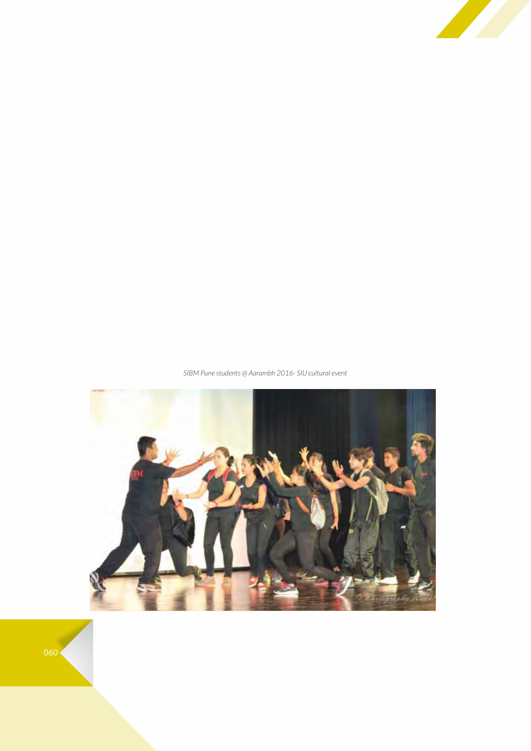*SIBM Pune students @ Aarambh 2016- SIU cultural event*